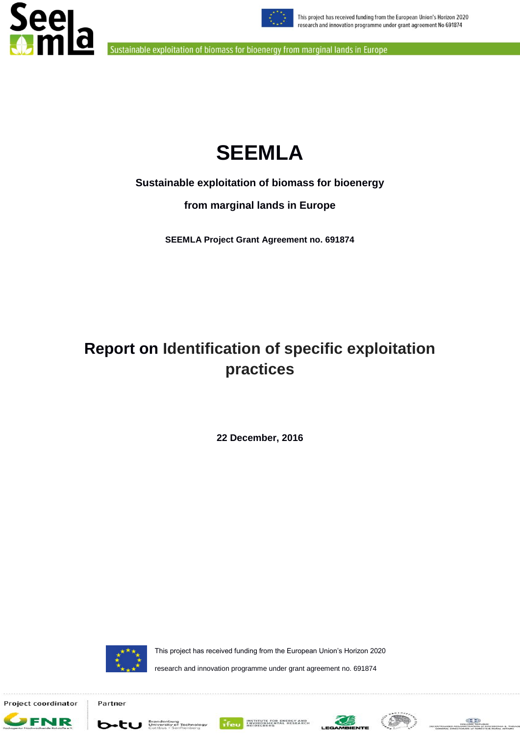# SEEMLA

**Sustainable exploitation of biomass for bioenergy**

**from marginal lands in Europe**

**SEEMLA Project Grant Agreement no. 691874**

## Report on Identification of specific exploitation practices

**22 December, 2016**

This project has received funding from the European Union's Horizon 2020 research and innovation programme under grant agreement no. 691874

Project coordinator

Partner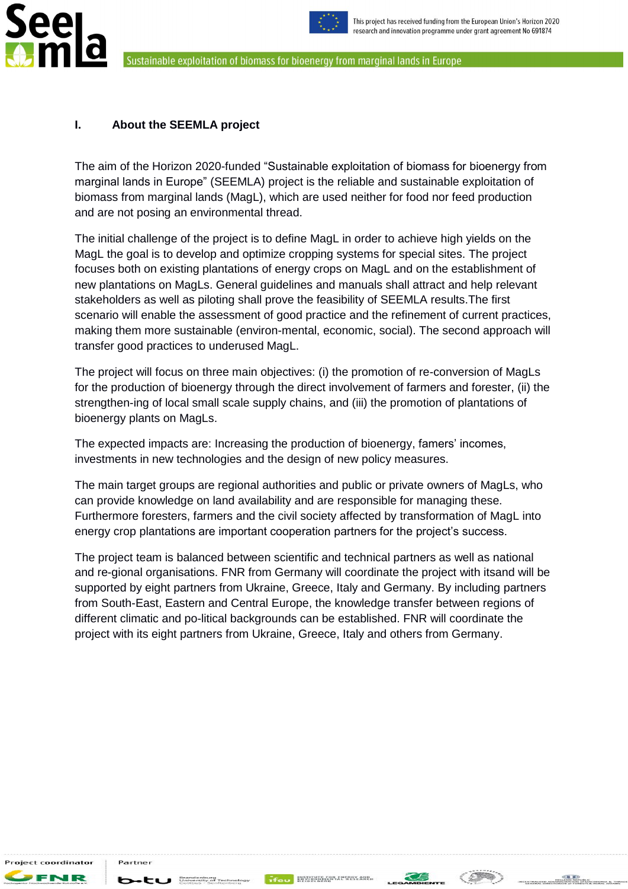## I. About the SEEMLA project

The aim of the Horizon 2020-funded "Sustainable exploitation of biomass for bioenergy from marginal lands in Europe" (SEEMLA) project is the reliable and sustainable exploitation of biomass from marginal lands (MagL), which are used neither for food nor feed production and are not posing an environmental thread.

The initial challenge of the project is to define MagL in order to achieve high yields on the MagL the goal is to develop and optimize cropping systems for special sites. The project focuses both on existing plantations of energy crops on MagL and on the establishment of new plantations on MagLs. General guidelines and manuals shall attract and help relevant stakeholders as well as piloting shall prove the feasibility of SEEMLA results.The first scenario will enable the assessment of good practice and the refinement of current practices, making them more sustainable (environ-mental, economic, social). The second approach will transfer good practices to underused MagL.

The project will focus on three main objectives: (i) the promotion of re-conversion of MagLs for the production of bioenergy through the direct involvement of farmers and forester, (ii) the strengthen-ing of local small scale supply chains, and (iii) the promotion of plantations of bioenergy plants on MagLs.

The expected impacts are: Increasing the production of bioenergy, famers' incomes, investments in new technologies and the design of new policy measures.

The main target groups are regional authorities and public or private owners of MagLs, who can provide knowledge on land availability and are responsible for managing these. Furthermore foresters, farmers and the civil society affected by transformation of MagL into energy crop plantations are important cooperation partners for the project's success.

The project team is balanced between scientific and technical partners as well as national and re-gional organisations. FNR from Germany will coordinate the project with itsand will be supported by eight partners from Ukraine, Greece, Italy and Germany. By including partners from South-East, Eastern and Central Europe, the knowledge transfer between regions of different climatic and po-litical backgrounds can be established. FNR will coordinate the project with its eight partners from Ukraine, Greece, Italy and others from Germany.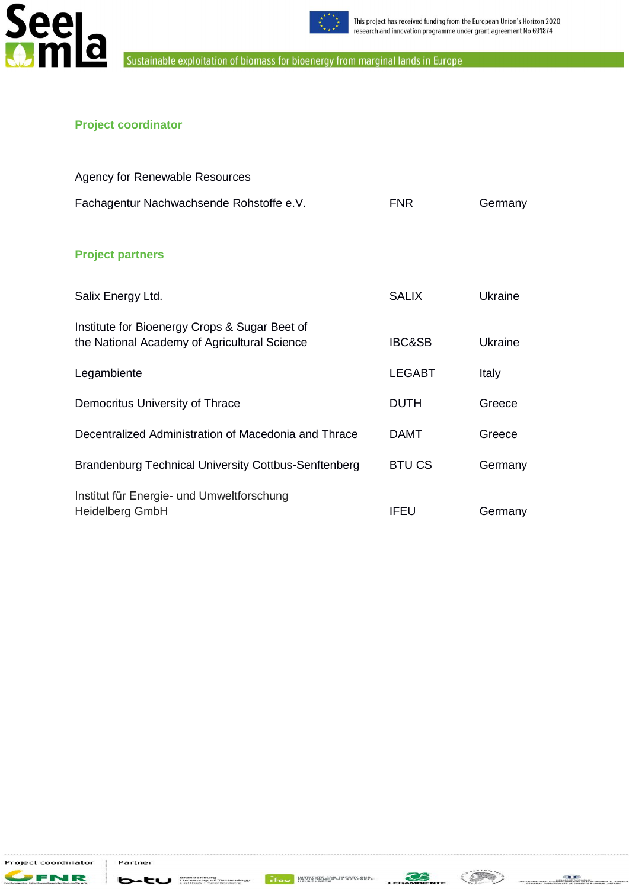## Project coordinator

| | | |
|---|---|---|
| Agency for Renewable Resources<br>Fachagentur Nachwachsende Rohstoffe e.V. | FNR | Germany |

## Project partners

| | | |
|---|---|---|
| Salix Energy Ltd. | SALIX | Ukraine |
| Institute for Bioenergy Crops & Sugar Beet of the National Academy of Agricultural Science | IBC&SB | Ukraine |
| Legambiente | LEGABT | Italy |
| Democritus University of Thrace | DUTH | Greece |
| Decentralized Administration of Macedonia and Thrace | DAMT | Greece |
| Brandenburg Technical University Cottbus-Senftenberg | BTU CS | Germany |
| Institut für Energie- und Umweltforschung Heidelberg GmbH | IFEU | Germany |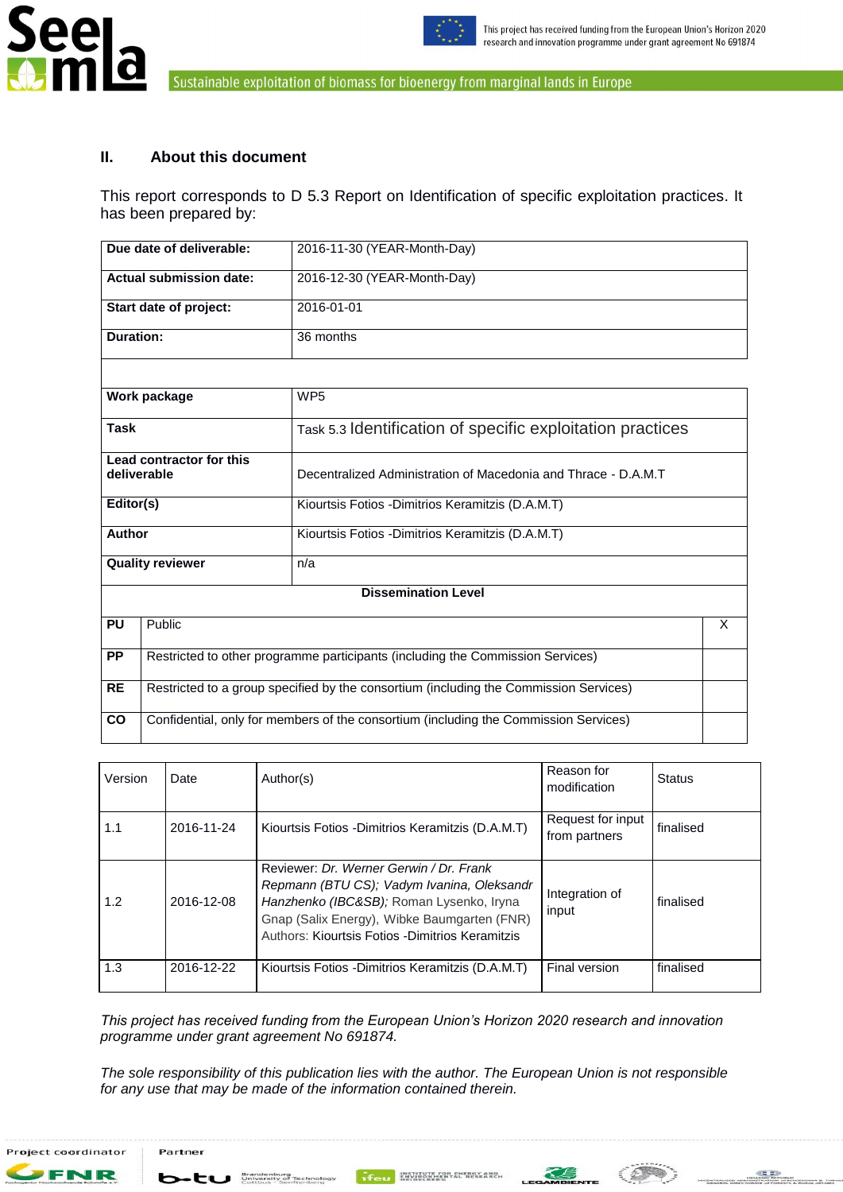## II. About this document

This report corresponds to D 5.3 Report on Identification of specific exploitation practices. It has been prepared by:

| | |
|---|---|
| **Due date of deliverable:** | 2016-11-30 (YEAR-Month-Day) |
| **Actual submission date:** | 2016-12-30 (YEAR-Month-Day) |
| **Start date of project:** | 2016-01-01 |
| **Duration:** | 36 months |
| | |
| **Work package** | WP5 |
| **Task** | Task 5.3 Identification of specific exploitation practices |
| **Lead contractor for this deliverable** | Decentralized Administration of Macedonia and Thrace - D.A.M.T |
| **Editor(s)** | Kiourtsis Fotios -Dimitrios Keramitzis (D.A.M.T) |
| **Author** | Kiourtsis Fotios -Dimitrios Keramitzis (D.A.M.T) |
| **Quality reviewer** | n/a |

| **Dissemination Level** | | |
|---|---|---|
| **PU** | Public | X |
| **PP** | Restricted to other programme participants (including the Commission Services) | |
| **RE** | Restricted to a group specified by the consortium (including the Commission Services) | |
| **CO** | Confidential, only for members of the consortium (including the Commission Services) | |

| Version | Date | Author(s) | Reason for modification | Status |
|---|---|---|---|---|
| 1.1 | 2016-11-24 | Kiourtsis Fotios -Dimitrios Keramitzis (D.A.M.T) | Request for input from partners | finalised |
| 1.2 | 2016-12-08 | Reviewer: *Dr. Werner Gerwin / Dr. Frank Repmann (BTU CS); Vadym Ivanina, Oleksandr Hanzhenko (IBC&SB);* Roman Lysenko, Iryna Gnap (Salix Energy), Wibke Baumgarten (FNR) Authors: Kiourtsis Fotios -Dimitrios Keramitzis | Integration of input | finalised |
| 1.3 | 2016-12-22 | Kiourtsis Fotios -Dimitrios Keramitzis (D.A.M.T) | Final version | finalised |

*This project has received funding from the European Union's Horizon 2020 research and innovation programme under grant agreement No 691874.*

*The sole responsibility of this publication lies with the author. The European Union is not responsible for any use that may be made of the information contained therein.*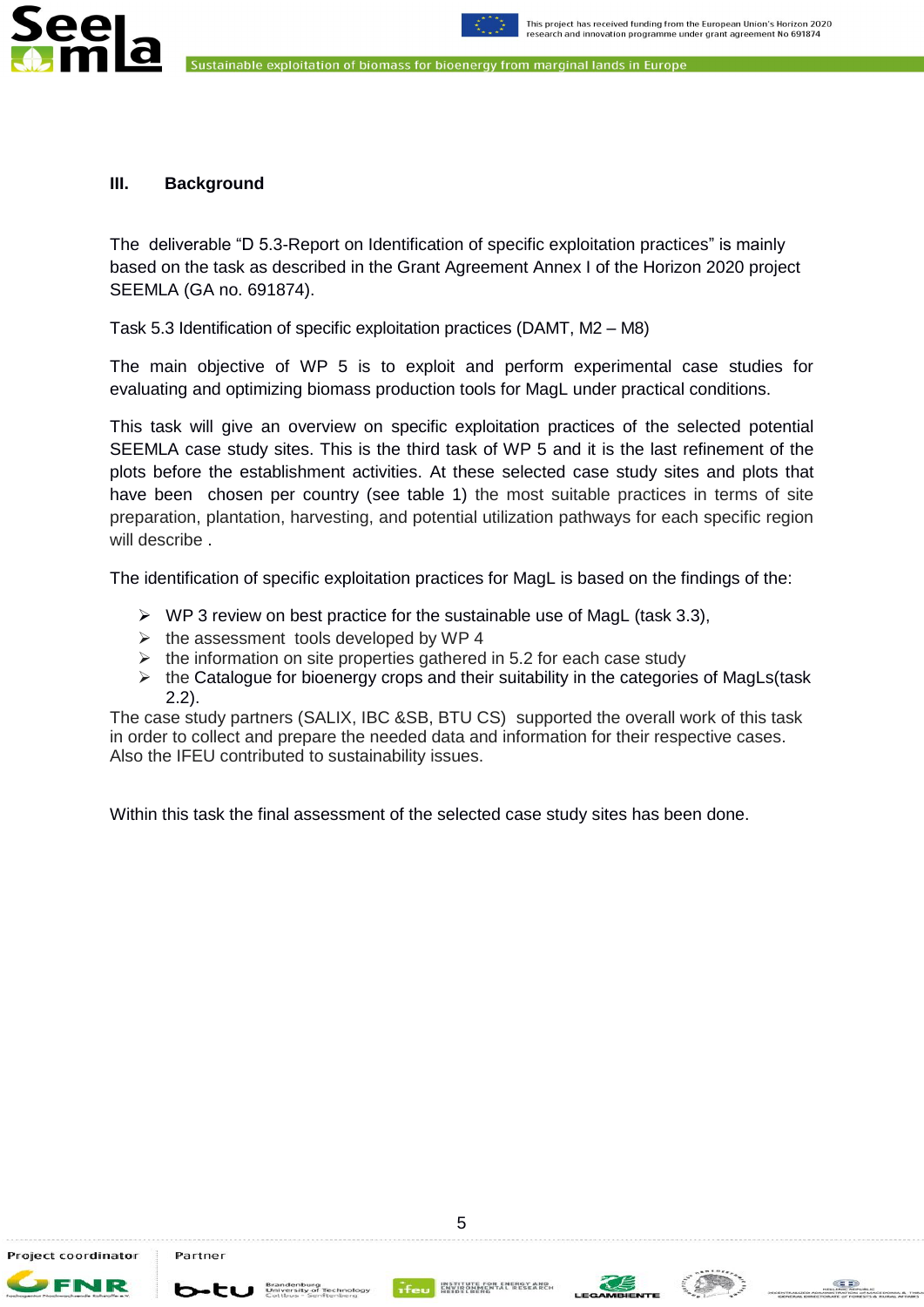## III. Background

The deliverable "D 5.3-Report on Identification of specific exploitation practices" is mainly based on the task as described in the Grant Agreement Annex I of the Horizon 2020 project SEEMLA (GA no. 691874).

Task 5.3 Identification of specific exploitation practices (DAMT, M2 – M8)

The main objective of WP 5 is to exploit and perform experimental case studies for evaluating and optimizing biomass production tools for MagL under practical conditions.

This task will give an overview on specific exploitation practices of the selected potential SEEMLA case study sites. This is the third task of WP 5 and it is the last refinement of the plots before the establishment activities. At these selected case study sites and plots that have been chosen per country (see table 1) the most suitable practices in terms of site preparation, plantation, harvesting, and potential utilization pathways for each specific region will describe .

The identification of specific exploitation practices for MagL is based on the findings of the:

- WP 3 review on best practice for the sustainable use of MagL (task 3.3),
- the assessment tools developed by WP 4
- the information on site properties gathered in 5.2 for each case study
- the Catalogue for bioenergy crops and their suitability in the categories of MagLs(task 2.2).

The case study partners (SALIX, IBC &SB, BTU CS) supported the overall work of this task in order to collect and prepare the needed data and information for their respective cases. Also the IFEU contributed to sustainability issues.

Within this task the final assessment of the selected case study sites has been done.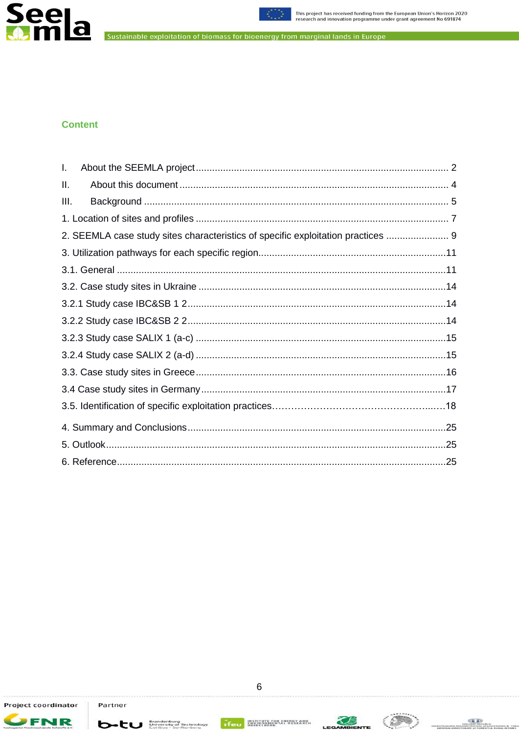## Content

I. About the SEEMLA project ........................................................................................... 2

II. About this document .................................................................................................. 4

III. Background ............................................................................................................... 5

1. Location of sites and profiles ............................................................................................ 7

2. SEEMLA case study sites characteristics of specific exploitation practices ...................... 9

3. Utilization pathways for each specific region.....................................................................11

3.1. General ........................................................................................................................11

3.2. Case study sites in Ukraine ..........................................................................................14

3.2.1 Study case IBC&SB 1 2..............................................................................................14

3.2.2 Study case IBC&SB 2 2..............................................................................................14

3.2.3 Study case SALIX 1 (a-c) ...........................................................................................15

3.2.4 Study case SALIX 2 (a-d) ...........................................................................................15

3.3. Case study sites in Greece...........................................................................................16

3.4 Case study sites in Germany.........................................................................................17

3.5. Identification of specific exploitation practices……………………………………………...…18

4. Summary and Conclusions..............................................................................................25

5. Outlook............................................................................................................................25

6. Reference........................................................................................................................25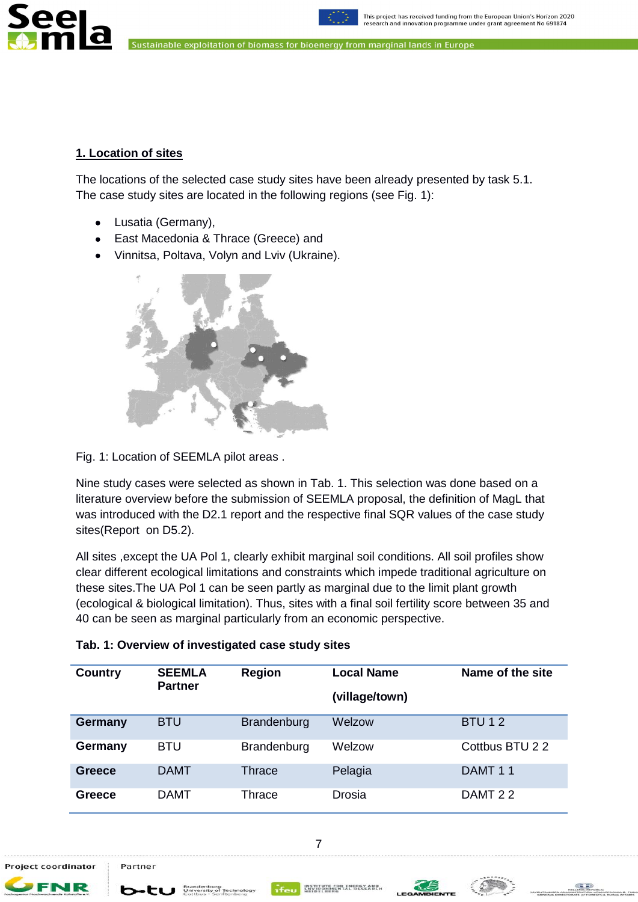## 1. Location of sites

The locations of the selected case study sites have been already presented by task 5.1. The case study sites are located in the following regions (see Fig. 1):

- Lusatia (Germany),
- East Macedonia & Thrace (Greece) and
- Vinnitsa, Poltava, Volyn and Lviv (Ukraine).

Fig. 1: Location of SEEMLA pilot areas .

Nine study cases were selected as shown in Tab. 1. This selection was done based on a literature overview before the submission of SEEMLA proposal, the definition of MagL that was introduced with the D2.1 report and the respective final SQR values of the case study sites(Report on D5.2).

All sites ,except the UA Pol 1, clearly exhibit marginal soil conditions. All soil profiles show clear different ecological limitations and constraints which impede traditional agriculture on these sites.The UA Pol 1 can be seen partly as marginal due to the limit plant growth (ecological & biological limitation). Thus, sites with a final soil fertility score between 35 and 40 can be seen as marginal particularly from an economic perspective.

**Tab. 1: Overview of investigated case study sites**

| Country | SEEMLA Partner | Region | Local Name (village/town) | Name of the site |
|---|---|---|---|---|
| **Germany** | BTU | Brandenburg | Welzow | BTU 1 2 |
| **Germany** | BTU | Brandenburg | Welzow | Cottbus BTU 2 2 |
| **Greece** | DAMT | Thrace | Pelagia | DAMT 1 1 |
| **Greece** | DAMT | Thrace | Drosia | DAMT 2 2 |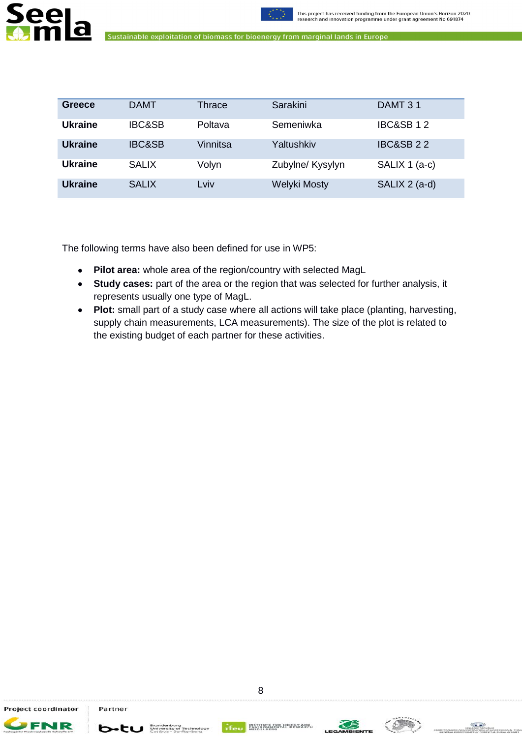| Greece | DAMT | Thrace | Sarakini | DAMT 3 1 |
|---|---|---|---|---|
| **Ukraine** | IBC&SB | Poltava | Semeniwka | IBC&SB 1 2 |
| **Ukraine** | IBC&SB | Vinnitsa | Yaltushkiv | IBC&SB 2 2 |
| **Ukraine** | SALIX | Volyn | Zubylne/ Kysylyn | SALIX 1 (a-c) |
| **Ukraine** | SALIX | Lviv | Welyki Mosty | SALIX 2 (a-d) |

The following terms have also been defined for use in WP5:

- **Pilot area:** whole area of the region/country with selected MagL
- **Study cases:** part of the area or the region that was selected for further analysis, it represents usually one type of MagL.
- **Plot:** small part of a study case where all actions will take place (planting, harvesting, supply chain measurements, LCA measurements). The size of the plot is related to the existing budget of each partner for these activities.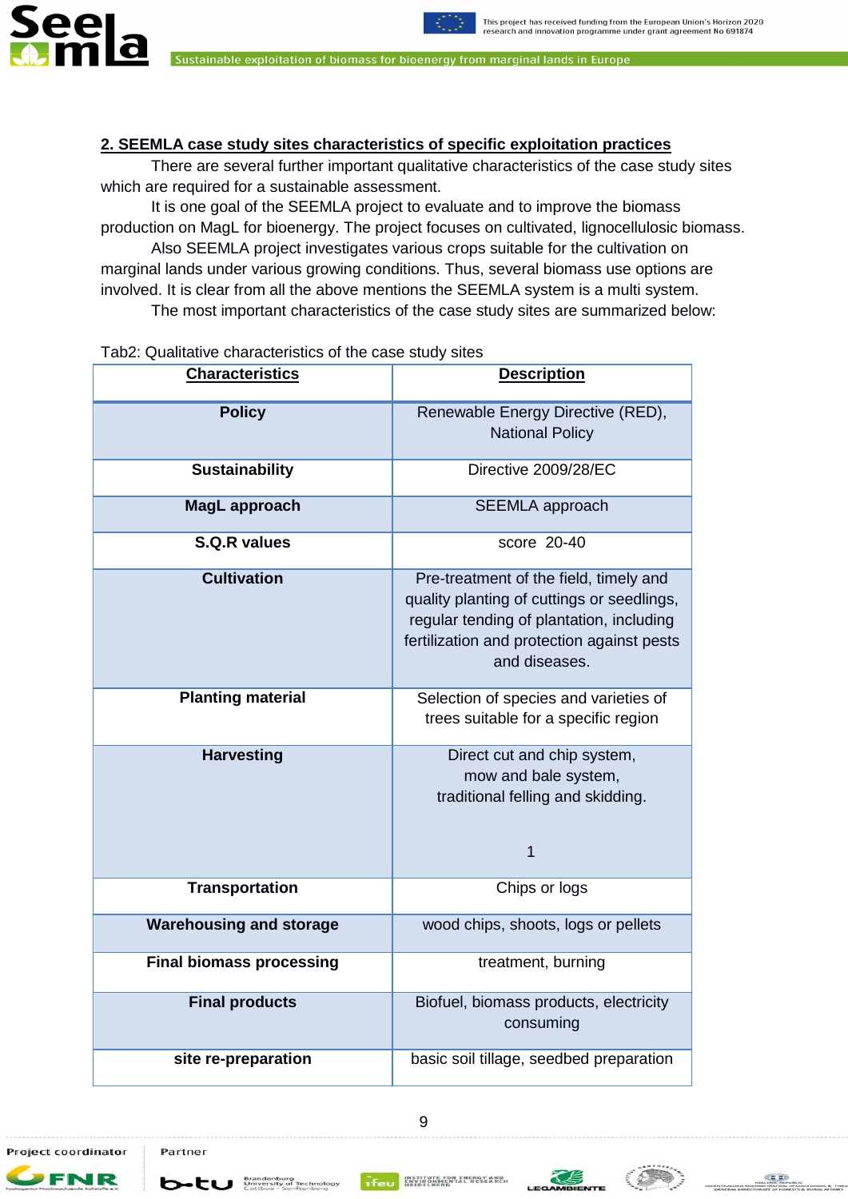## 2. SEEMLA case study sites characteristics of specific exploitation practices

There are several further important qualitative characteristics of the case study sites which are required for a sustainable assessment.

It is one goal of the SEEMLA project to evaluate and to improve the biomass production on MagL for bioenergy. The project focuses on cultivated, lignocellulosic biomass.

Also SEEMLA project investigates various crops suitable for the cultivation on marginal lands under various growing conditions. Thus, several biomass use options are involved. It is clear from all the above mentions the SEEMLA system is a multi system.

The most important characteristics of the case study sites are summarized below:

Tab2: Qualitative characteristics of the case study sites

| Characteristics | Description |
|---|---|
| **Policy** | Renewable Energy Directive (RED), National Policy |
| **Sustainability** | Directive 2009/28/EC |
| **MagL approach** | SEEMLA approach |
| **S.Q.R values** | score 20-40 |
| **Cultivation** | Pre-treatment of the field, timely and quality planting of cuttings or seedlings, regular tending of plantation, including fertilization and protection against pests and diseases. |
| **Planting material** | Selection of species and varieties of trees suitable for a specific region |
| **Harvesting** | Direct cut and chip system, mow and bale system, traditional felling and skidding. 1 |
| **Transportation** | Chips or logs |
| **Warehousing and storage** | wood chips, shoots, logs or pellets |
| **Final biomass processing** | treatment, burning |
| **Final products** | Biofuel, biomass products, electricity consuming |
| **site re-preparation** | basic soil tillage, seedbed preparation |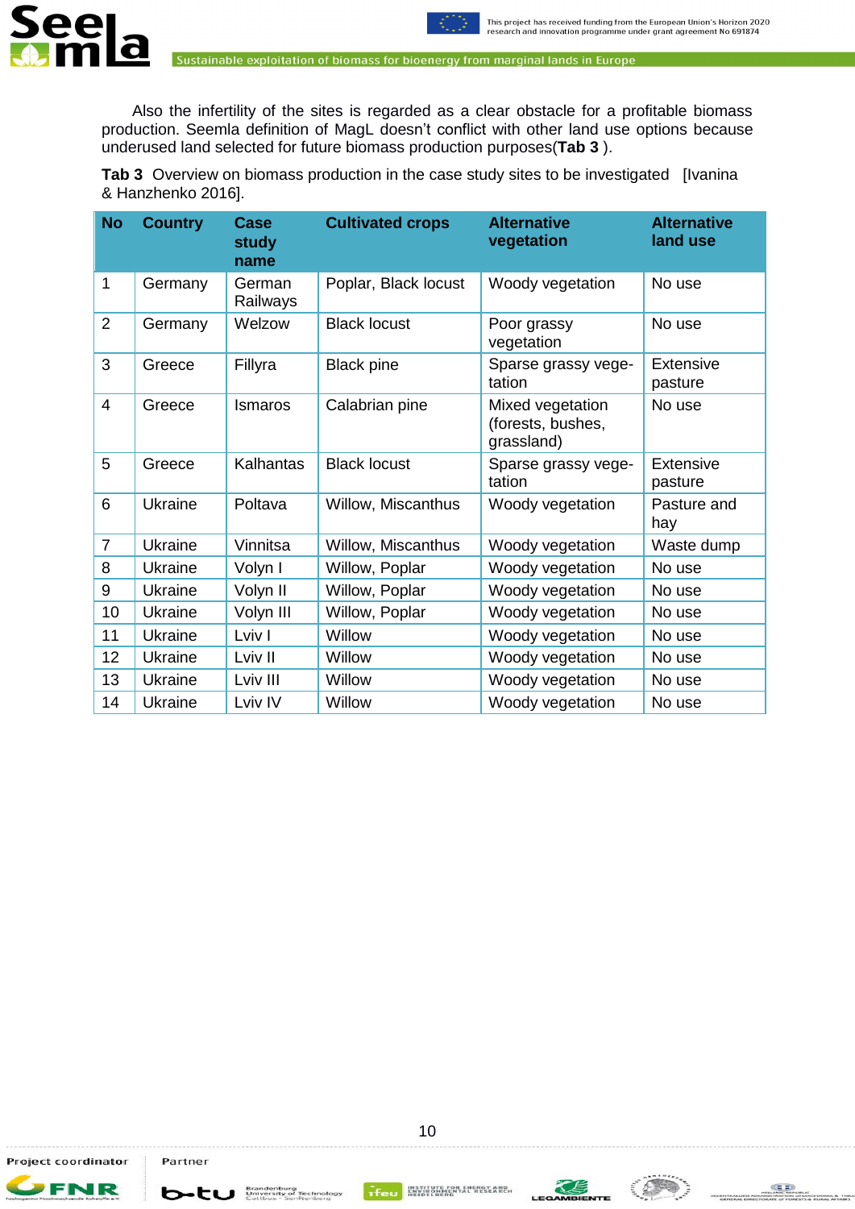Also the infertility of the sites is regarded as a clear obstacle for a profitable biomass production. Seemla definition of MagL doesn't conflict with other land use options because underused land selected for future biomass production purposes(**Tab 3** ).

**Tab 3** Overview on biomass production in the case study sites to be investigated [Ivanina & Hanzhenko 2016].

| No | Country | Case study name | Cultivated crops | Alternative vegetation | Alternative land use |
|---|---|---|---|---|---|
| 1 | Germany | German Railways | Poplar, Black locust | Woody vegetation | No use |
| 2 | Germany | Welzow | Black locust | Poor grassy vegetation | No use |
| 3 | Greece | Fillyra | Black pine | Sparse grassy vegetation | Extensive pasture |
| 4 | Greece | Ismaros | Calabrian pine | Mixed vegetation (forests, bushes, grassland) | No use |
| 5 | Greece | Kalhantas | Black locust | Sparse grassy vegetation | Extensive pasture |
| 6 | Ukraine | Poltava | Willow, Miscanthus | Woody vegetation | Pasture and hay |
| 7 | Ukraine | Vinnitsa | Willow, Miscanthus | Woody vegetation | Waste dump |
| 8 | Ukraine | Volyn I | Willow, Poplar | Woody vegetation | No use |
| 9 | Ukraine | Volyn II | Willow, Poplar | Woody vegetation | No use |
| 10 | Ukraine | Volyn III | Willow, Poplar | Woody vegetation | No use |
| 11 | Ukraine | Lviv I | Willow | Woody vegetation | No use |
| 12 | Ukraine | Lviv II | Willow | Woody vegetation | No use |
| 13 | Ukraine | Lviv III | Willow | Woody vegetation | No use |
| 14 | Ukraine | Lviv IV | Willow | Woody vegetation | No use |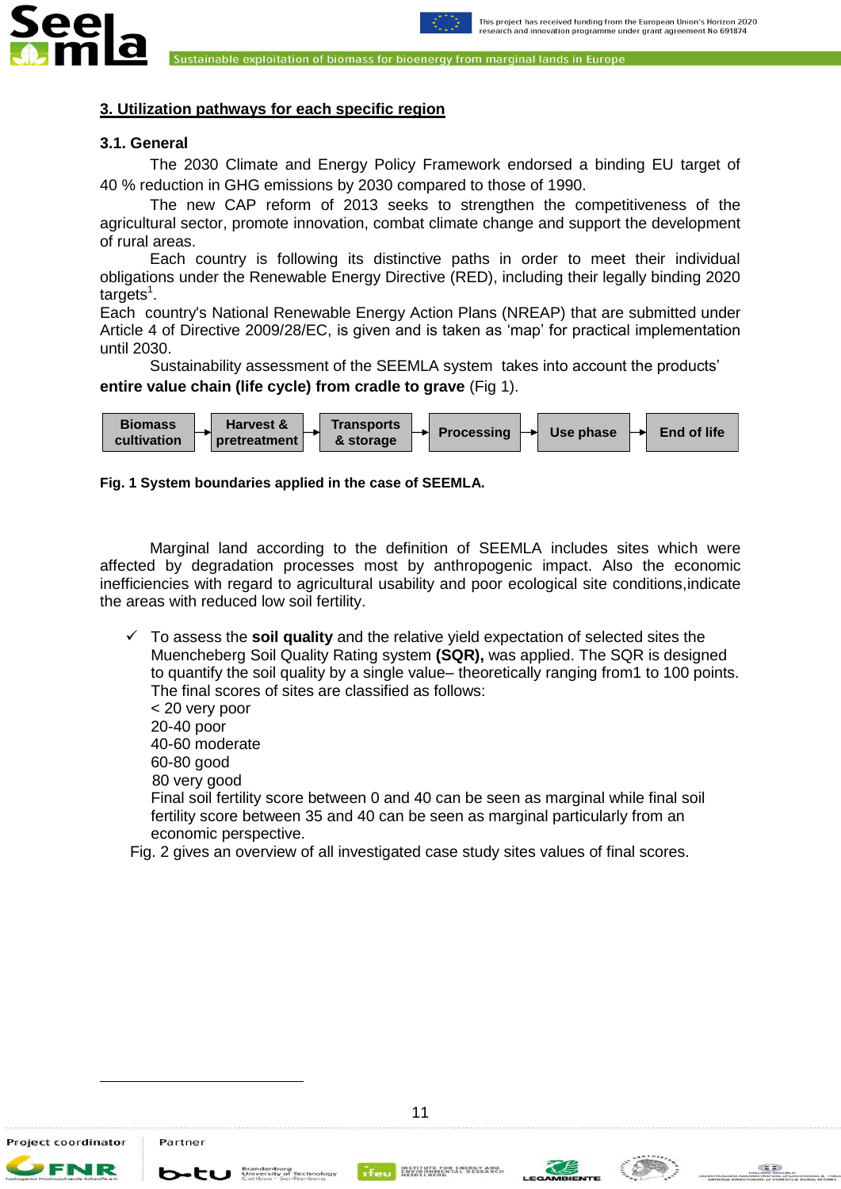## 3. Utilization pathways for each specific region

### 3.1. General

The 2030 Climate and Energy Policy Framework endorsed a binding EU target of 40 % reduction in GHG emissions by 2030 compared to those of 1990.

The new CAP reform of 2013 seeks to strengthen the competitiveness of the agricultural sector, promote innovation, combat climate change and support the development of rural areas.

Each country is following its distinctive paths in order to meet their individual obligations under the Renewable Energy Directive (RED), including their legally binding 2020 targets[1].

Each country's National Renewable Energy Action Plans (NREAP) that are submitted under Article 4 of Directive 2009/28/EC, is given and is taken as 'map' for practical implementation until 2030.

Sustainability assessment of the SEEMLA system takes into account the products' **entire value chain (life cycle) from cradle to grave** (Fig 1).

**Biomass cultivation** → **Harvest & pretreatment** → **Transports & storage** → **Processing** → **Use phase** → **End of life**

**Fig. 1 System boundaries applied in the case of SEEMLA.**

Marginal land according to the definition of SEEMLA includes sites which were affected by degradation processes most by anthropogenic impact. Also the economic inefficiencies with regard to agricultural usability and poor ecological site conditions,indicate the areas with reduced low soil fertility.

- ✓ To assess the **soil quality** and the relative yield expectation of selected sites the Muencheberg Soil Quality Rating system **(SQR),** was applied. The SQR is designed to quantify the soil quality by a single value– theoretically ranging from1 to 100 points. The final scores of sites are classified as follows:
  < 20 very poor
  20-40 poor
  40-60 moderate
  60-80 good
  80 very good
  Final soil fertility score between 0 and 40 can be seen as marginal while final soil fertility score between 35 and 40 can be seen as marginal particularly from an economic perspective.

Fig. 2 gives an overview of all investigated case study sites values of final scores.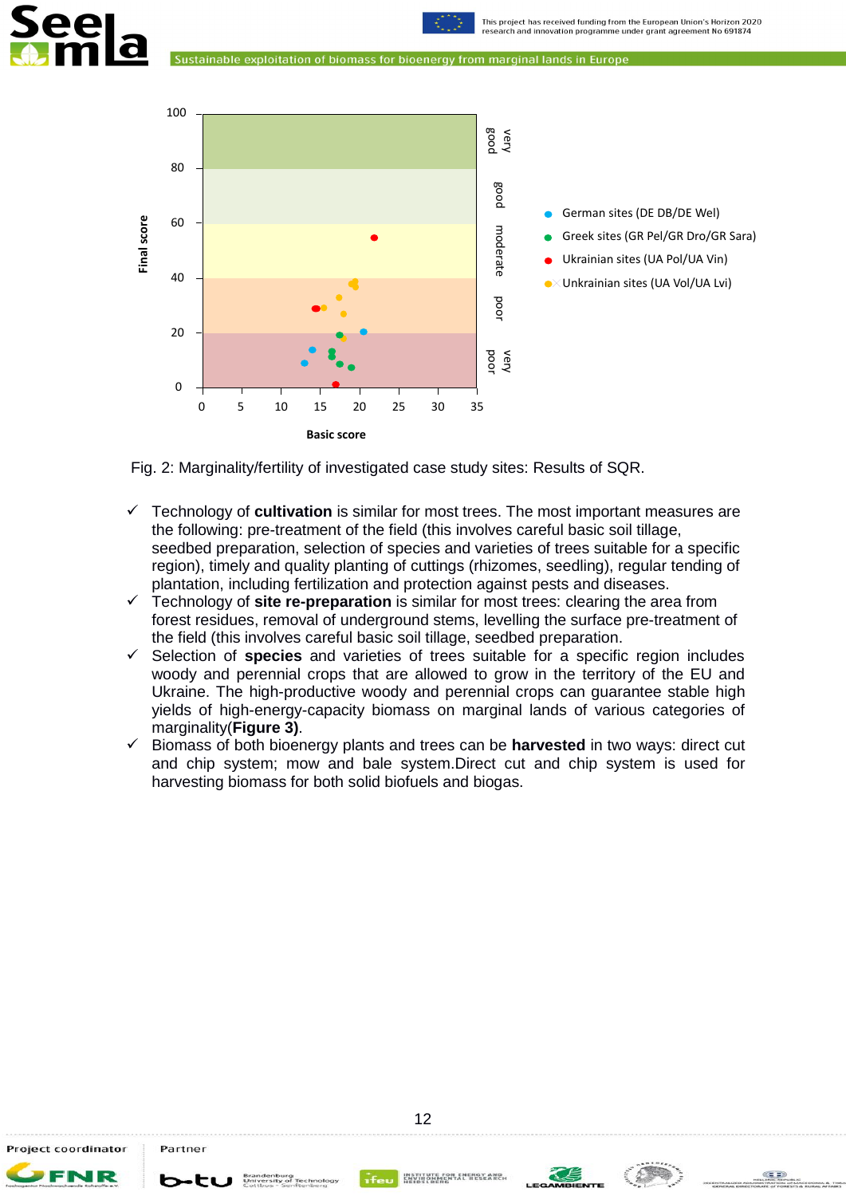Fig. 2: Marginality/fertility of investigated case study sites: Results of SQR.

- ✓ Technology of **cultivation** is similar for most trees. The most important measures are the following: pre-treatment of the field (this involves careful basic soil tillage, seedbed preparation, selection of species and varieties of trees suitable for a specific region), timely and quality planting of cuttings (rhizomes, seedling), regular tending of plantation, including fertilization and protection against pests and diseases.
- ✓ Technology of **site re-preparation** is similar for most trees: clearing the area from forest residues, removal of underground stems, levelling the surface pre-treatment of the field (this involves careful basic soil tillage, seedbed preparation.
- ✓ Selection of **species** and varieties of trees suitable for a specific region includes woody and perennial crops that are allowed to grow in the territory of the EU and Ukraine. The high-productive woody and perennial crops can guarantee stable high yields of high-energy-capacity biomass on marginal lands of various categories of marginality(**Figure 3)**.
- ✓ Biomass of both bioenergy plants and trees can be **harvested** in two ways: direct cut and chip system; mow and bale system.Direct cut and chip system is used for harvesting biomass for both solid biofuels and biogas.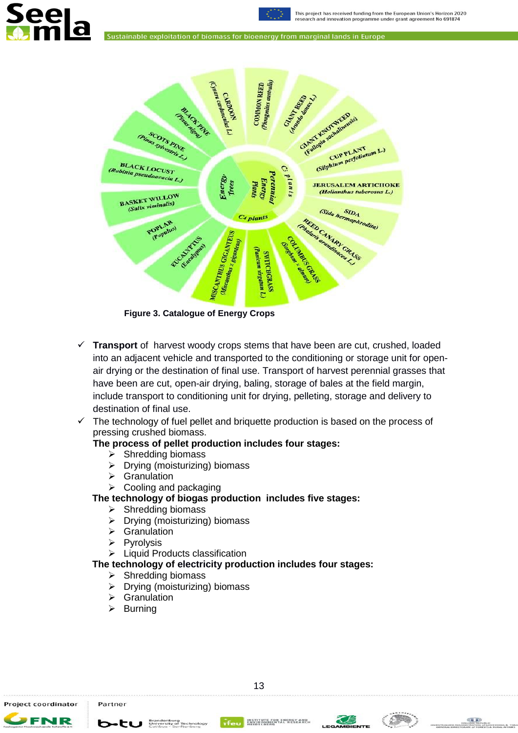Figure 3. Catalogue of Energy Crops

- ✓ **Transport** of harvest woody crops stems that have been are cut, crushed, loaded into an adjacent vehicle and transported to the conditioning or storage unit for open-air drying or the destination of final use. Transport of harvest perennial grasses that have been are cut, open-air drying, baling, storage of bales at the field margin, include transport to conditioning unit for drying, pelleting, storage and delivery to destination of final use.
- ✓ The technology of fuel pellet and briquette production is based on the process of pressing crushed biomass.

**The process of pellet production includes four stages:**

- ➢ Shredding biomass
- ➢ Drying (moisturizing) biomass
- ➢ Granulation
- ➢ Cooling and packaging

**The technology of biogas production includes five stages:**

- ➢ Shredding biomass
- ➢ Drying (moisturizing) biomass
- ➢ Granulation
- ➢ Pyrolysis
- ➢ Liquid Products classification

**The technology of electricity production includes four stages:**

- ➢ Shredding biomass
- ➢ Drying (moisturizing) biomass
- ➢ Granulation
- ➢ Burning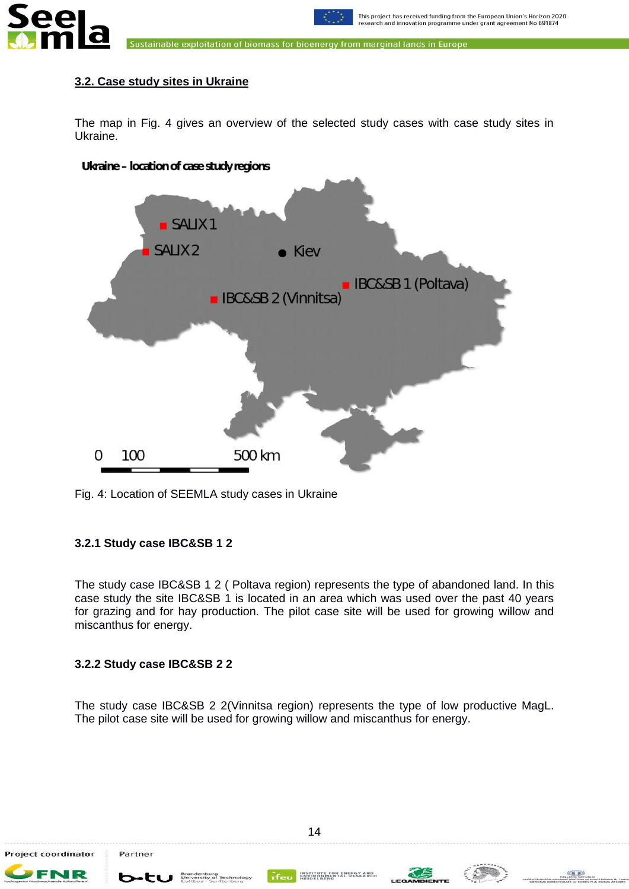## 3.2. Case study sites in Ukraine

The map in Fig. 4 gives an overview of the selected study cases with case study sites in Ukraine.

Fig. 4: Location of SEEMLA study cases in Ukraine

### 3.2.1 Study case IBC&SB 1 2

The study case IBC&SB 1 2 ( Poltava region) represents the type of abandoned land. In this case study the site IBC&SB 1 is located in an area which was used over the past 40 years for grazing and for hay production. The pilot case site will be used for growing willow and miscanthus for energy.

### 3.2.2 Study case IBC&SB 2 2

The study case IBC&SB 2 2(Vinnitsa region) represents the type of low productive MagL. The pilot case site will be used for growing willow and miscanthus for energy.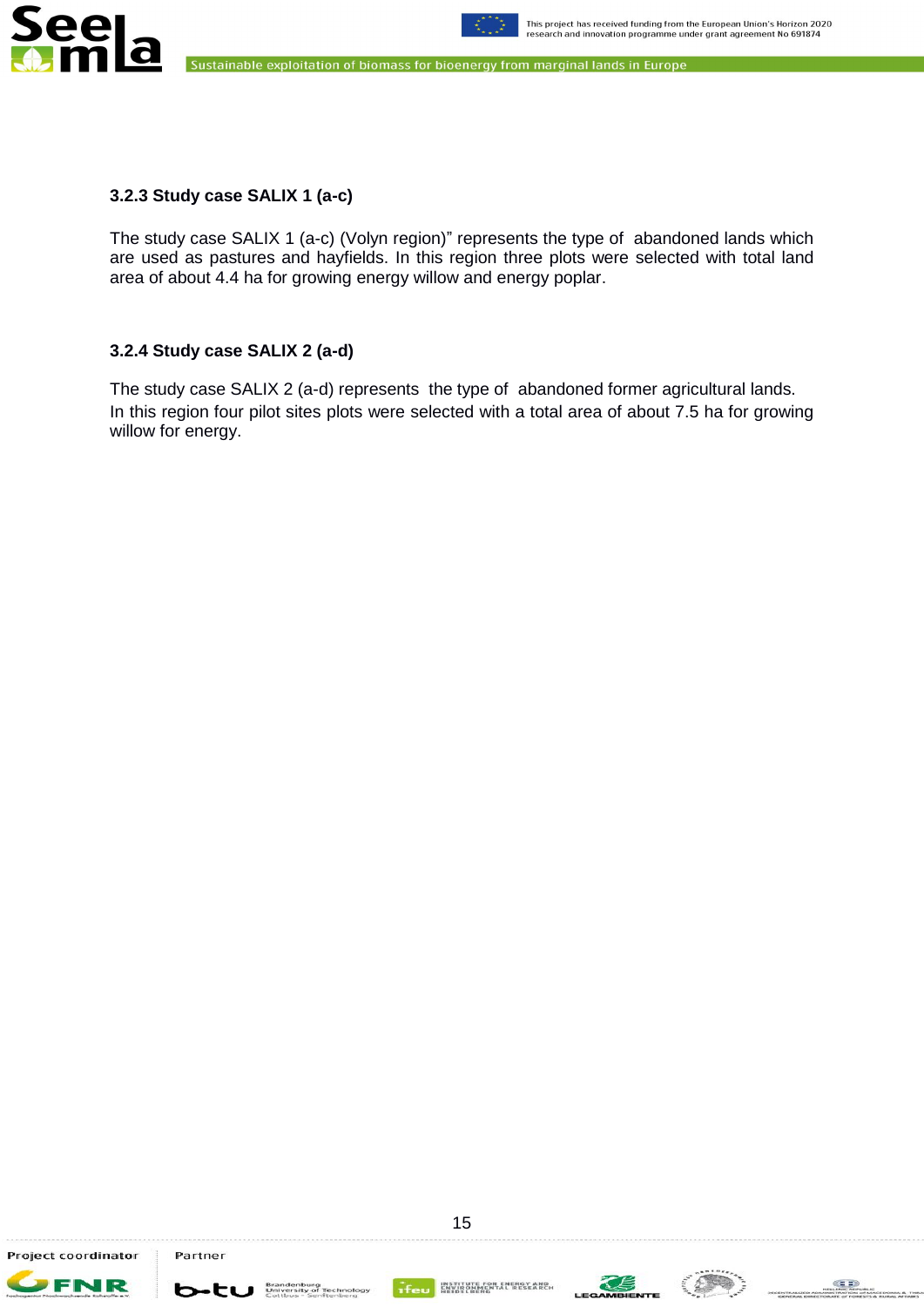### 3.2.3 Study case SALIX 1 (a-c)

The study case SALIX 1 (a-c) (Volyn region)" represents the type of abandoned lands which are used as pastures and hayfields. In this region three plots were selected with total land area of about 4.4 ha for growing energy willow and energy poplar.

### 3.2.4 Study case SALIX 2 (a-d)

The study case SALIX 2 (a-d) represents the type of abandoned former agricultural lands.
In this region four pilot sites plots were selected with a total area of about 7.5 ha for growing willow for energy.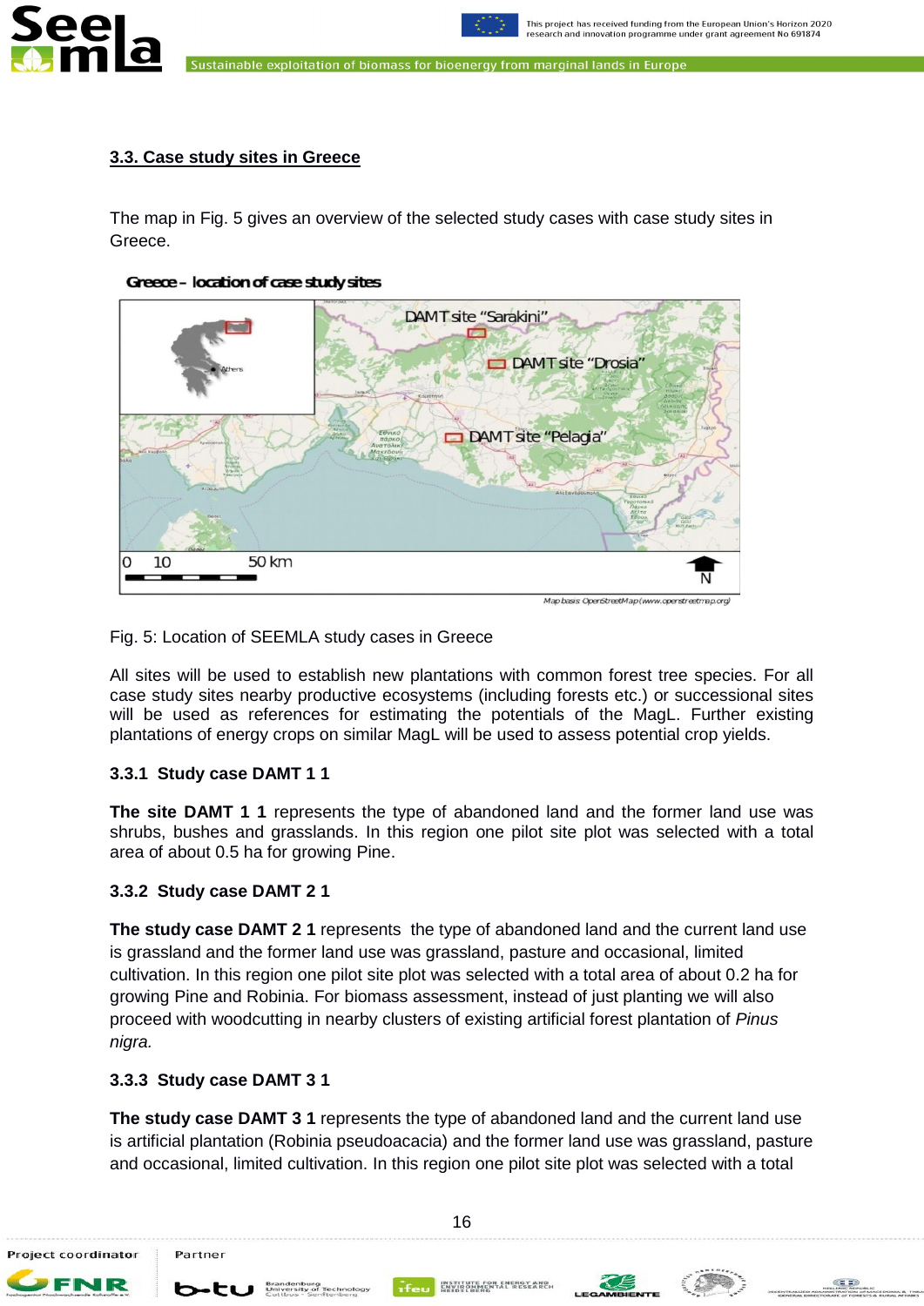## 3.3. Case study sites in Greece

The map in Fig. 5 gives an overview of the selected study cases with case study sites in Greece.

Fig. 5: Location of SEEMLA study cases in Greece

All sites will be used to establish new plantations with common forest tree species. For all case study sites nearby productive ecosystems (including forests etc.) or successional sites will be used as references for estimating the potentials of the MagL. Further existing plantations of energy crops on similar MagL will be used to assess potential crop yields.

### 3.3.1 Study case DAMT 1 1

**The site DAMT 1 1** represents the type of abandoned land and the former land use was shrubs, bushes and grasslands. In this region one pilot site plot was selected with a total area of about 0.5 ha for growing Pine.

### 3.3.2 Study case DAMT 2 1

**The study case DAMT 2 1** represents the type of abandoned land and the current land use is grassland and the former land use was grassland, pasture and occasional, limited cultivation. In this region one pilot site plot was selected with a total area of about 0.2 ha for growing Pine and Robinia. For biomass assessment, instead of just planting we will also proceed with woodcutting in nearby clusters of existing artificial forest plantation of *Pinus nigra.*

### 3.3.3 Study case DAMT 3 1

**The study case DAMT 3 1** represents the type of abandoned land and the current land use is artificial plantation (Robinia pseudoacacia) and the former land use was grassland, pasture and occasional, limited cultivation. In this region one pilot site plot was selected with a total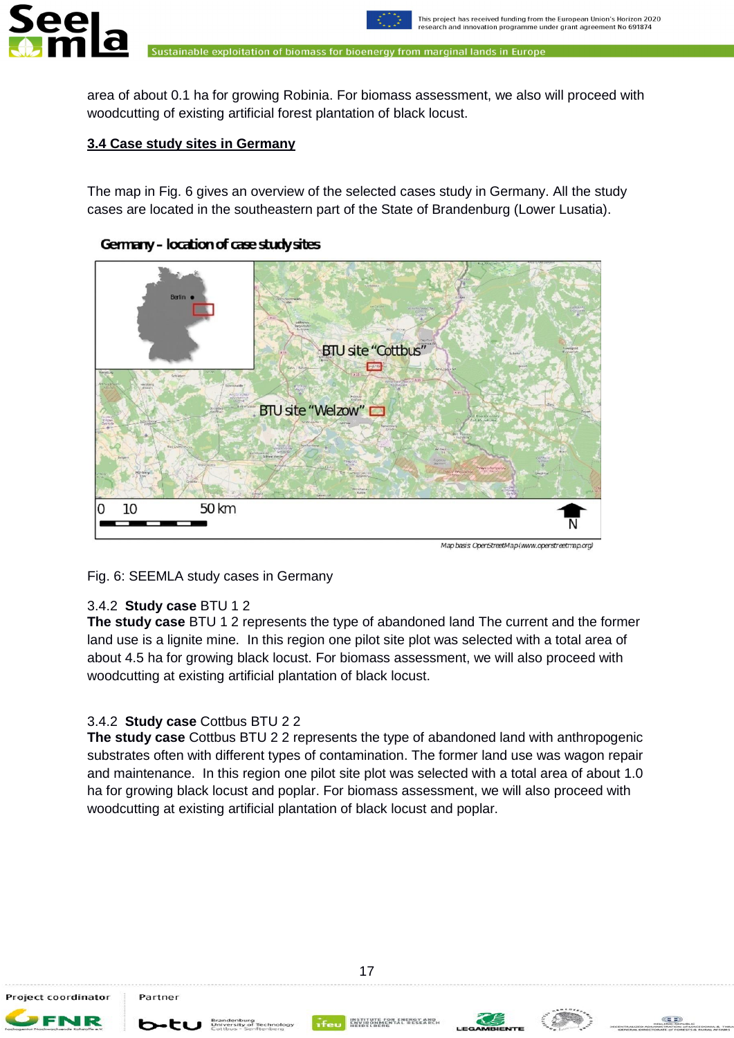area of about 0.1 ha for growing Robinia. For biomass assessment, we also will proceed with woodcutting of existing artificial forest plantation of black locust.

### 3.4 Case study sites in Germany

The map in Fig. 6 gives an overview of the selected cases study in Germany. All the study cases are located in the southeastern part of the State of Brandenburg (Lower Lusatia).

Germany – location of case study sites

Fig. 6: SEEMLA study cases in Germany

3.4.2 **Study case** BTU 1 2

**The study case** BTU 1 2 represents the type of abandoned land The current and the former land use is a lignite mine. In this region one pilot site plot was selected with a total area of about 4.5 ha for growing black locust. For biomass assessment, we will also proceed with woodcutting at existing artificial plantation of black locust.

3.4.2 **Study case** Cottbus BTU 2 2

**The study case** Cottbus BTU 2 2 represents the type of abandoned land with anthropogenic substrates often with different types of contamination. The former land use was wagon repair and maintenance. In this region one pilot site plot was selected with a total area of about 1.0 ha for growing black locust and poplar. For biomass assessment, we will also proceed with woodcutting at existing artificial plantation of black locust and poplar.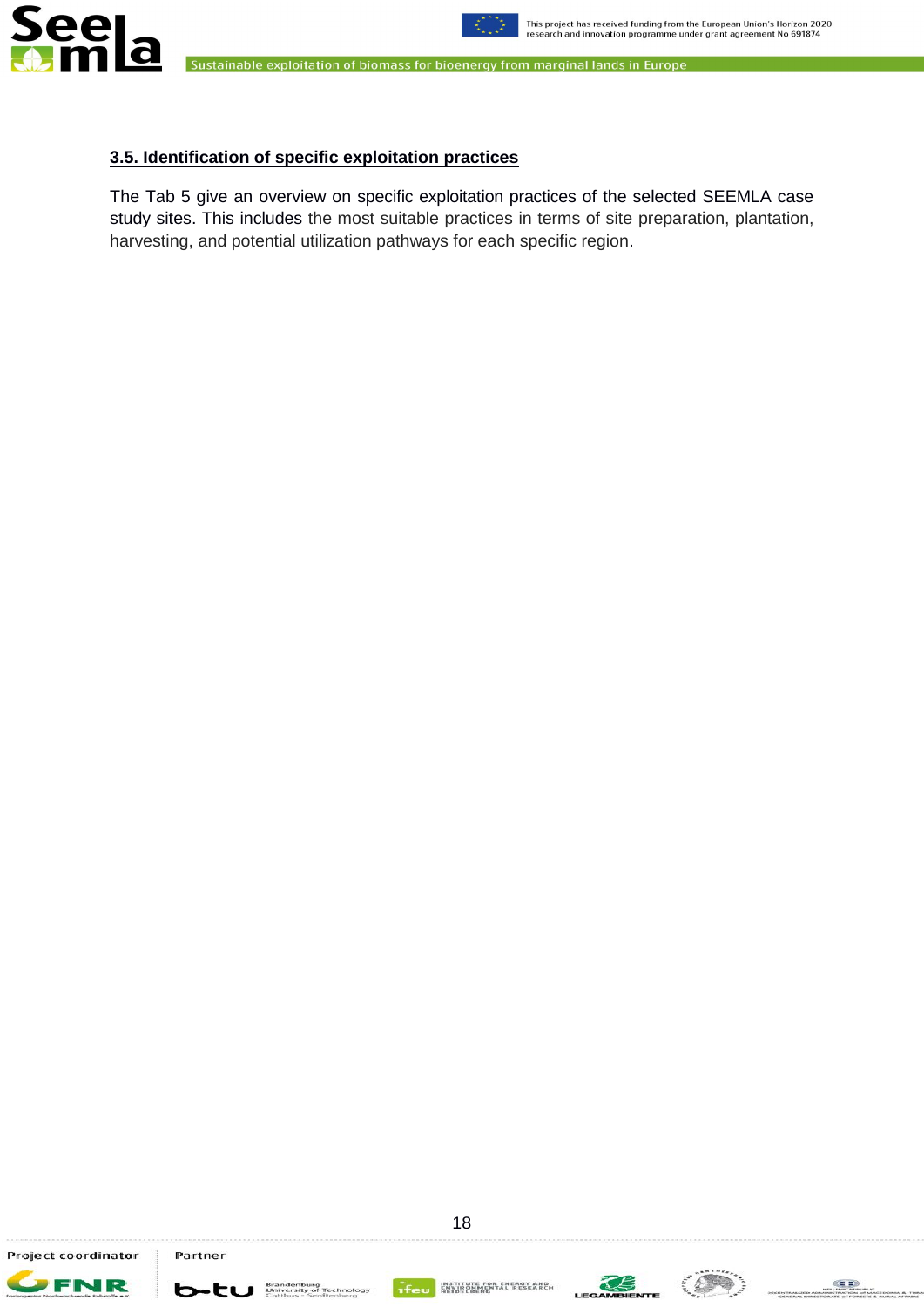### 3.5. Identification of specific exploitation practices

The Tab 5 give an overview on specific exploitation practices of the selected SEEMLA case study sites. This includes the most suitable practices in terms of site preparation, plantation, harvesting, and potential utilization pathways for each specific region.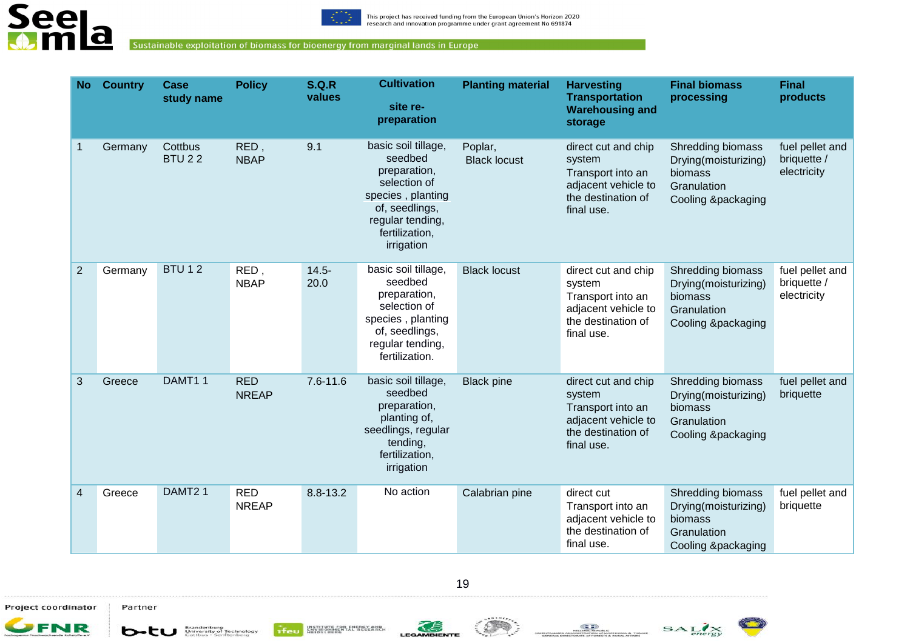| No | Country | Case study name | Policy | S.Q.R values | Cultivation<br><br>site re-preparation | Planting material | Harvesting Transportation Warehousing and storage | Final biomass processing | Final products |
|---|---|---|---|---|---|---|---|---|---|
| 1 | Germany | Cottbus BTU 2 2 | RED , NBAP | 9.1 | basic soil tillage, seedbed preparation, selection of species , planting of, seedlings, regular tending, fertilization, irrigation | Poplar, Black locust | direct cut and chip system Transport into an adjacent vehicle to the destination of final use. | Shredding biomass Drying(moisturizing) biomass Granulation Cooling &packaging | fuel pellet and briquette / electricity |
| 2 | Germany | BTU 1 2 | RED , NBAP | 14.5-20.0 | basic soil tillage, seedbed preparation, selection of species , planting of, seedlings, regular tending, fertilization. | Black locust | direct cut and chip system Transport into an adjacent vehicle to the destination of final use. | Shredding biomass Drying(moisturizing) biomass Granulation Cooling &packaging | fuel pellet and briquette / electricity |
| 3 | Greece | DAMT1 1 | RED NREAP | 7.6-11.6 | basic soil tillage, seedbed preparation, planting of, seedlings, regular tending, fertilization, irrigation | Black pine | direct cut and chip system Transport into an adjacent vehicle to the destination of final use. | Shredding biomass Drying(moisturizing) biomass Granulation Cooling &packaging | fuel pellet and briquette |
| 4 | Greece | DAMT2 1 | RED NREAP | 8.8-13.2 | No action | Calabrian pine | direct cut Transport into an adjacent vehicle to the destination of final use. | Shredding biomass Drying(moisturizing) biomass Granulation Cooling &packaging | fuel pellet and briquette |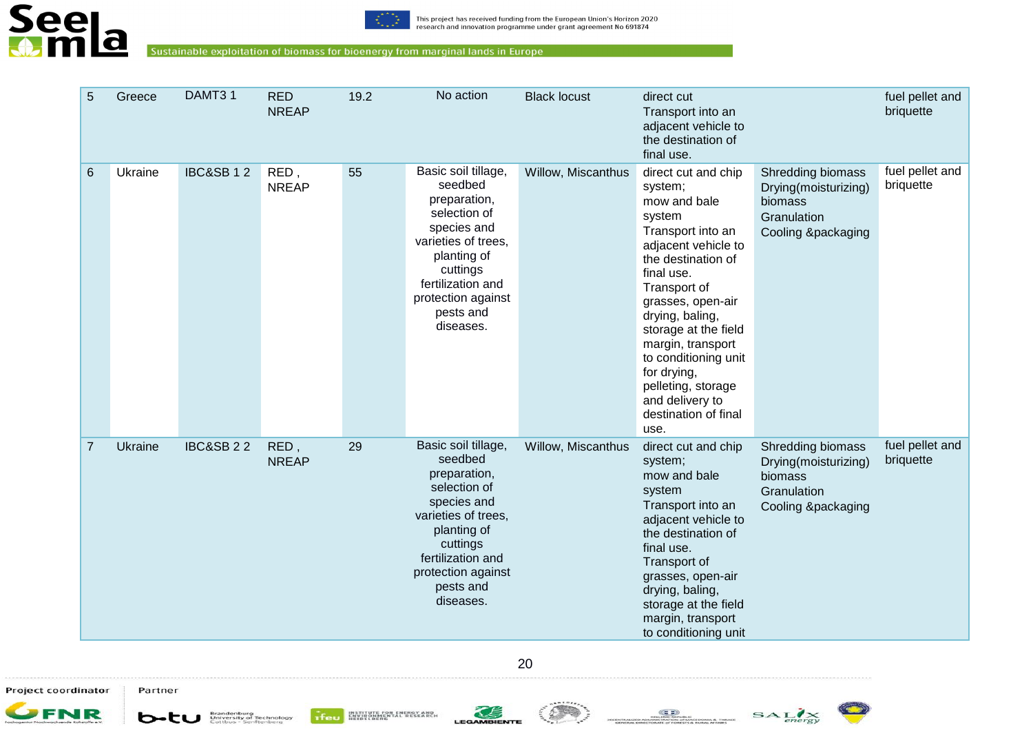| 5 | Greece | DAMT3 1 | RED NREAP | 19.2 | No action | Black locust | direct cut Transport into an adjacent vehicle to the destination of final use. | | fuel pellet and briquette |
|---|---|---|---|---|---|---|---|---|---|
| 6 | Ukraine | IBC&SB 1 2 | RED , NREAP | 55 | Basic soil tillage, seedbed preparation, selection of species and varieties of trees, planting of cuttings fertilization and protection against pests and diseases. | Willow, Miscanthus | direct cut and chip system; mow and bale system Transport into an adjacent vehicle to the destination of final use. Transport of grasses, open-air drying, baling, storage at the field margin, transport to conditioning unit for drying, pelleting, storage and delivery to destination of final use. | Shredding biomass Drying(moisturizing) biomass Granulation Cooling &packaging | fuel pellet and briquette |
| 7 | Ukraine | IBC&SB 2 2 | RED , NREAP | 29 | Basic soil tillage, seedbed preparation, selection of species and varieties of trees, planting of cuttings fertilization and protection against pests and diseases. | Willow, Miscanthus | direct cut and chip system; mow and bale system Transport into an adjacent vehicle to the destination of final use. Transport of grasses, open-air drying, baling, storage at the field margin, transport to conditioning unit | Shredding biomass Drying(moisturizing) biomass Granulation Cooling &packaging | fuel pellet and briquette |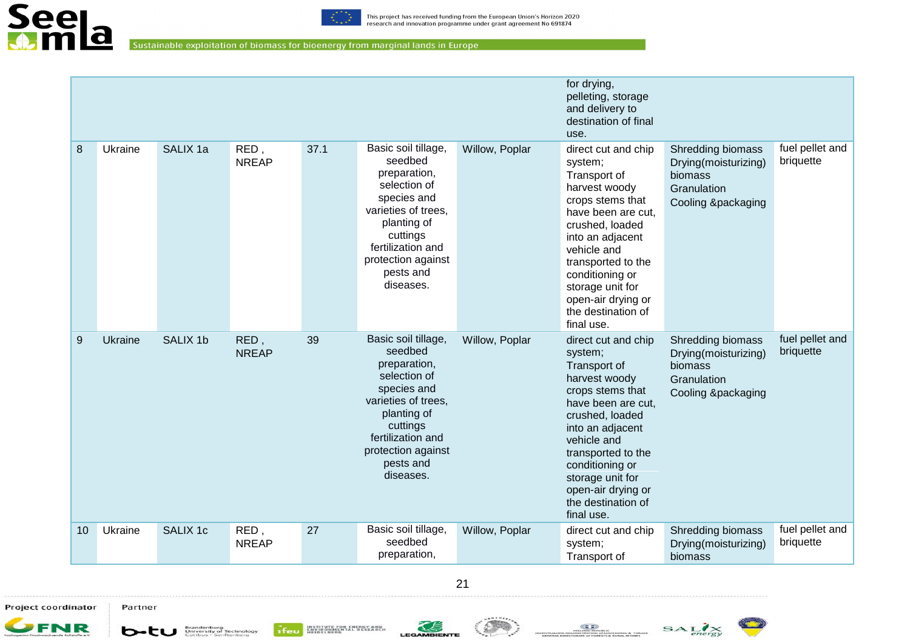|  |  |  |  |  |  |  | for drying, pelleting, storage and delivery to destination of final use. |  |  |
|---|---|---|---|---|---|---|---|---|---|
| 8 | Ukraine | SALIX 1a | RED , NREAP | 37.1 | Basic soil tillage, seedbed preparation, selection of species and varieties of trees, planting of cuttings fertilization and protection against pests and diseases. | Willow, Poplar | direct cut and chip system; Transport of harvest woody crops stems that have been are cut, crushed, loaded into an adjacent vehicle and transported to the conditioning or storage unit for open-air drying or the destination of final use. | Shredding biomass Drying(moisturizing) biomass Granulation Cooling &packaging | fuel pellet and briquette |
| 9 | Ukraine | SALIX 1b | RED , NREAP | 39 | Basic soil tillage, seedbed preparation, selection of species and varieties of trees, planting of cuttings fertilization and protection against pests and diseases. | Willow, Poplar | direct cut and chip system; Transport of harvest woody crops stems that have been are cut, crushed, loaded into an adjacent vehicle and transported to the conditioning or storage unit for open-air drying or the destination of final use. | Shredding biomass Drying(moisturizing) biomass Granulation Cooling &packaging | fuel pellet and briquette |
| 10 | Ukraine | SALIX 1c | RED , NREAP | 27 | Basic soil tillage, seedbed preparation, | Willow, Poplar | direct cut and chip system; Transport of | Shredding biomass Drying(moisturizing) biomass | fuel pellet and briquette |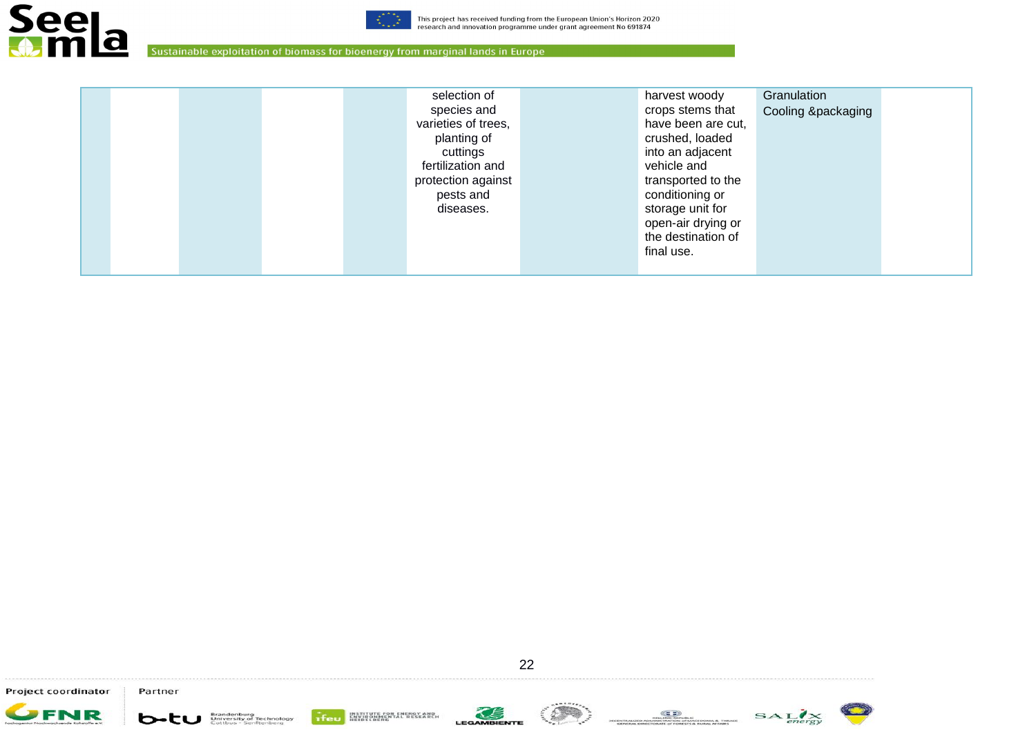|  |  |  |  |  |  |  |  |  |  |
|---|---|---|---|---|---|---|---|---|---|
|  |  |  |  |  | selection of species and varieties of trees, planting of cuttings fertilization and protection against pests and diseases. |  | harvest woody crops stems that have been are cut, crushed, loaded into an adjacent vehicle and transported to the conditioning or storage unit for open-air drying or the destination of final use. | Granulation Cooling &packaging |  |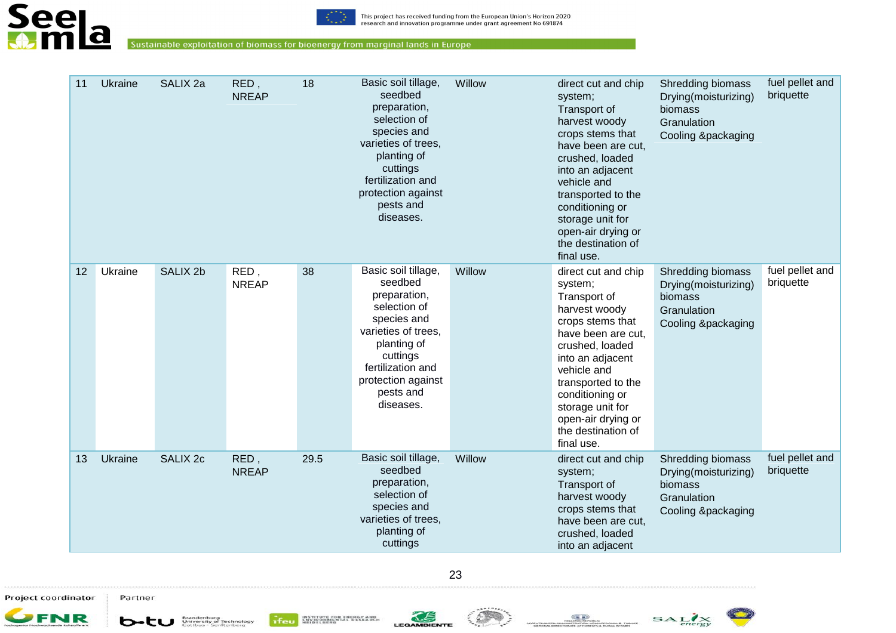| 11 | Ukraine | SALIX 2a | RED , NREAP | 18 | Basic soil tillage, seedbed preparation, selection of species and varieties of trees, planting of cuttings fertilization and protection against pests and diseases. | Willow | direct cut and chip system; Transport of harvest woody crops stems that have been are cut, crushed, loaded into an adjacent vehicle and transported to the conditioning or storage unit for open-air drying or the destination of final use. | Shredding biomass Drying(moisturizing) biomass Granulation Cooling &packaging | fuel pellet and briquette |
|---|---|---|---|---|---|---|---|---|---|
| 12 | Ukraine | SALIX 2b | RED , NREAP | 38 | Basic soil tillage, seedbed preparation, selection of species and varieties of trees, planting of cuttings fertilization and protection against pests and diseases. | Willow | direct cut and chip system; Transport of harvest woody crops stems that have been are cut, crushed, loaded into an adjacent vehicle and transported to the conditioning or storage unit for open-air drying or the destination of final use. | Shredding biomass Drying(moisturizing) biomass Granulation Cooling &packaging | fuel pellet and briquette |
| 13 | Ukraine | SALIX 2c | RED , NREAP | 29.5 | Basic soil tillage, seedbed preparation, selection of species and varieties of trees, planting of cuttings | Willow | direct cut and chip system; Transport of harvest woody crops stems that have been are cut, crushed, loaded into an adjacent | Shredding biomass Drying(moisturizing) biomass Granulation Cooling &packaging | fuel pellet and briquette |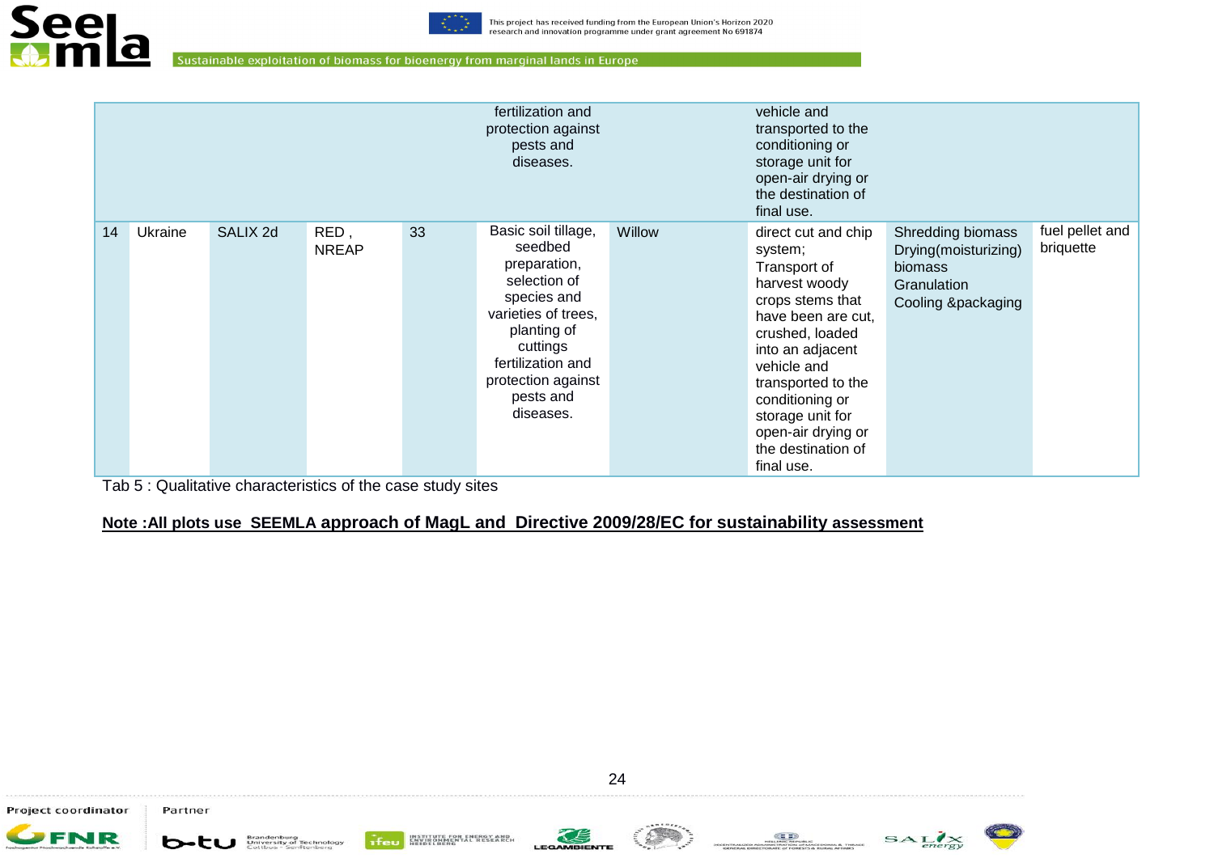|  |  |  |  |  |  |  |  |  |  |
|---|---|---|---|---|---|---|---|---|---|
|  |  |  |  |  | fertilization and protection against pests and diseases. |  | vehicle and transported to the conditioning or storage unit for open-air drying or the destination of final use. |  |  |
| 14 | Ukraine | SALIX 2d | RED , NREAP | 33 | Basic soil tillage, seedbed preparation, selection of species and varieties of trees, planting of cuttings fertilization and protection against pests and diseases. | Willow | direct cut and chip system; Transport of harvest woody crops stems that have been are cut, crushed, loaded into an adjacent vehicle and transported to the conditioning or storage unit for open-air drying or the destination of final use. | Shredding biomass Drying(moisturizing) biomass Granulation Cooling &packaging | fuel pellet and briquette |

Tab 5 : Qualitative characteristics of the case study sites

**Note :All plots use SEEMLA approach of MagL and Directive 2009/28/EC for sustainability assessment**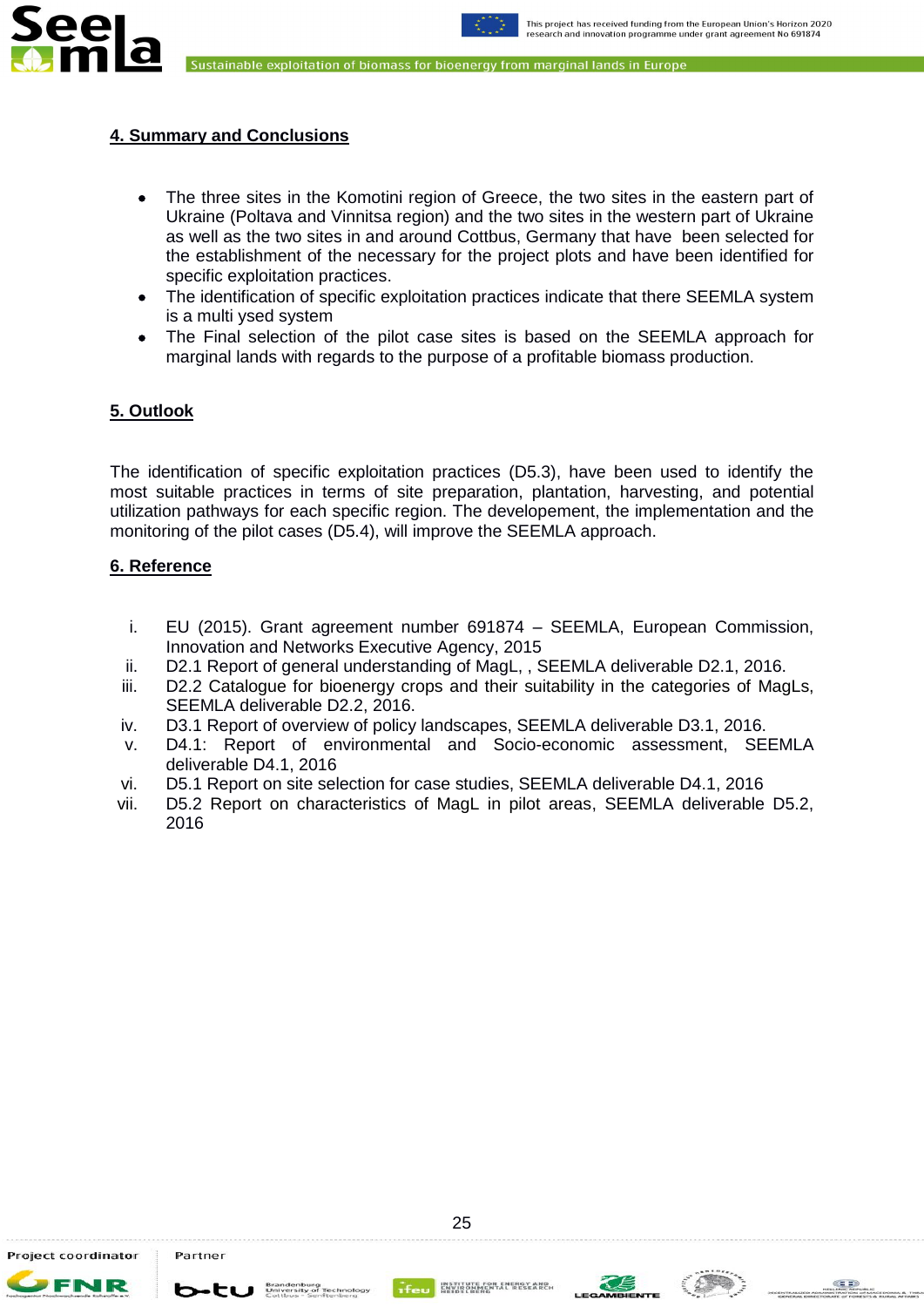## 4. Summary and Conclusions

- The three sites in the Komotini region of Greece, the two sites in the eastern part of Ukraine (Poltava and Vinnitsa region) and the two sites in the western part of Ukraine as well as the two sites in and around Cottbus, Germany that have been selected for the establishment of the necessary for the project plots and have been identified for specific exploitation practices.
- The identification of specific exploitation practices indicate that there SEEMLA system is a multi ysed system
- The Final selection of the pilot case sites is based on the SEEMLA approach for marginal lands with regards to the purpose of a profitable biomass production.

## 5. Outlook

The identification of specific exploitation practices (D5.3), have been used to identify the most suitable practices in terms of site preparation, plantation, harvesting, and potential utilization pathways for each specific region. The developement, the implementation and the monitoring of the pilot cases (D5.4), will improve the SEEMLA approach.

## 6. Reference

i. EU (2015). Grant agreement number 691874 – SEEMLA, European Commission, Innovation and Networks Executive Agency, 2015
ii. D2.1 Report of general understanding of MagL, , SEEMLA deliverable D2.1, 2016.
iii. D2.2 Catalogue for bioenergy crops and their suitability in the categories of MagLs, SEEMLA deliverable D2.2, 2016.
iv. D3.1 Report of overview of policy landscapes, SEEMLA deliverable D3.1, 2016.
v. D4.1: Report of environmental and Socio-economic assessment, SEEMLA deliverable D4.1, 2016
vi. D5.1 Report on site selection for case studies, SEEMLA deliverable D4.1, 2016
vii. D5.2 Report on characteristics of MagL in pilot areas, SEEMLA deliverable D5.2, 2016